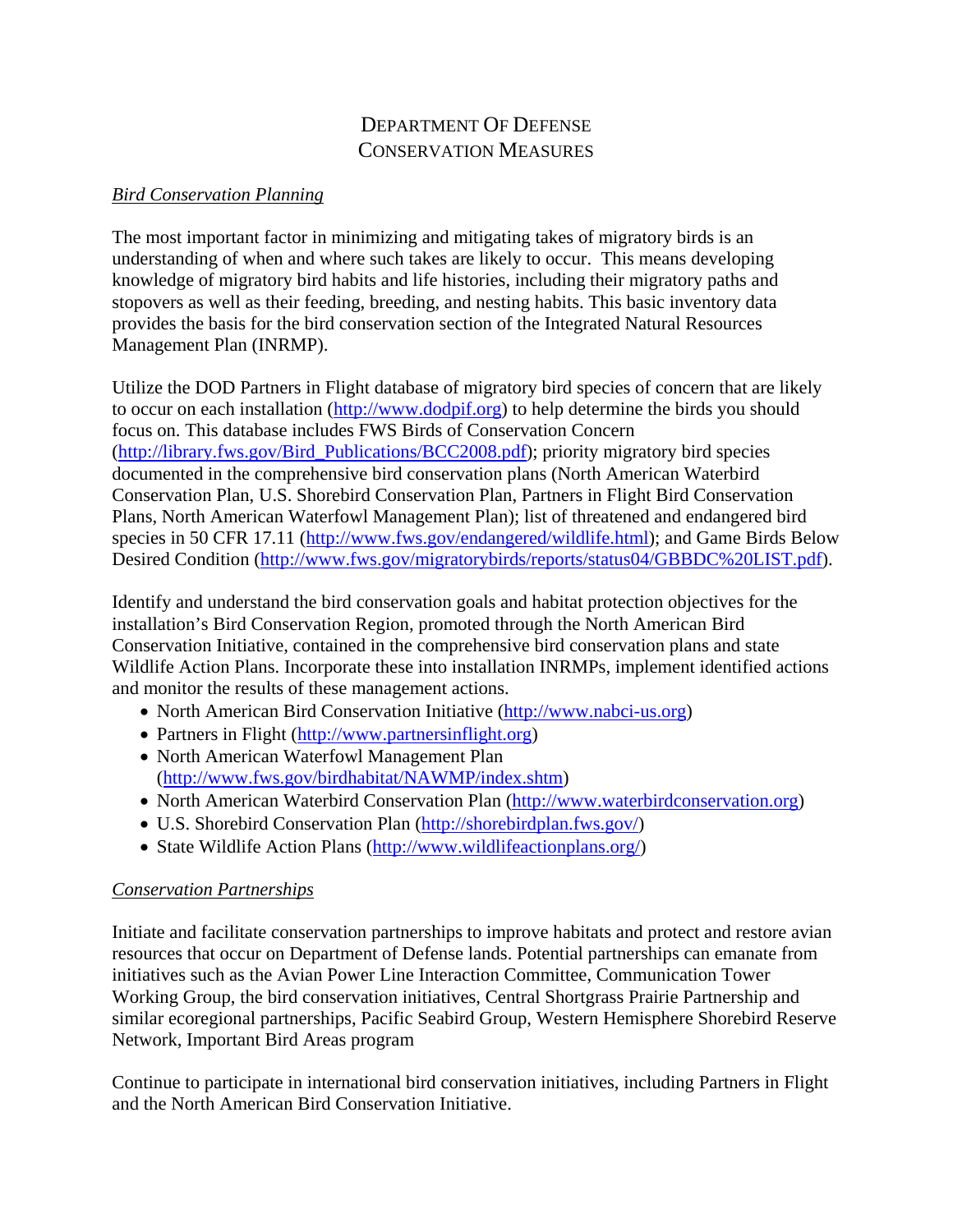# Department Of Defense Conservation Measures

*Bird Conservation Planning*

The most important factor in minimizing and mitigating takes of migratory birds is an understanding of when and where such takes are likely to occur. This means developing knowledge of migratory bird habits and life histories, including their migratory paths and stopovers as well as their feeding, breeding, and nesting habits. This basic inventory data provides the basis for the bird conservation section of the Integrated Natural Resources Management Plan (INRMP).

Utilize the DOD Partners in Flight database of migratory bird species of concern that are likely to occur on each installation (http://www.dodpif.org) to help determine the birds you should focus on. This database includes FWS Birds of Conservation Concern (http://library.fws.gov/Bird_Publications/BCC2008.pdf); priority migratory bird species documented in the comprehensive bird conservation plans (North American Waterbird Conservation Plan, U.S. Shorebird Conservation Plan, Partners in Flight Bird Conservation Plans, North American Waterfowl Management Plan); list of threatened and endangered bird species in 50 CFR 17.11 (http://www.fws.gov/endangered/wildlife.html); and Game Birds Below Desired Condition (http://www.fws.gov/migratorybirds/reports/status04/GBBDC%20LIST.pdf).

Identify and understand the bird conservation goals and habitat protection objectives for the installation's Bird Conservation Region, promoted through the North American Bird Conservation Initiative, contained in the comprehensive bird conservation plans and state Wildlife Action Plans. Incorporate these into installation INRMPs, implement identified actions and monitor the results of these management actions.

- North American Bird Conservation Initiative (http://www.nabci-us.org)
- Partners in Flight (http://www.partnersinflight.org)
- North American Waterfowl Management Plan (http://www.fws.gov/birdhabitat/NAWMP/index.shtm)
- North American Waterbird Conservation Plan (http://www.waterbirdconservation.org)
- U.S. Shorebird Conservation Plan (http://shorebirdplan.fws.gov/)
- State Wildlife Action Plans (http://www.wildlifeactionplans.org/)

*Conservation Partnerships*

Initiate and facilitate conservation partnerships to improve habitats and protect and restore avian resources that occur on Department of Defense lands. Potential partnerships can emanate from initiatives such as the Avian Power Line Interaction Committee, Communication Tower Working Group, the bird conservation initiatives, Central Shortgrass Prairie Partnership and similar ecoregional partnerships, Pacific Seabird Group, Western Hemisphere Shorebird Reserve Network, Important Bird Areas program

Continue to participate in international bird conservation initiatives, including Partners in Flight and the North American Bird Conservation Initiative.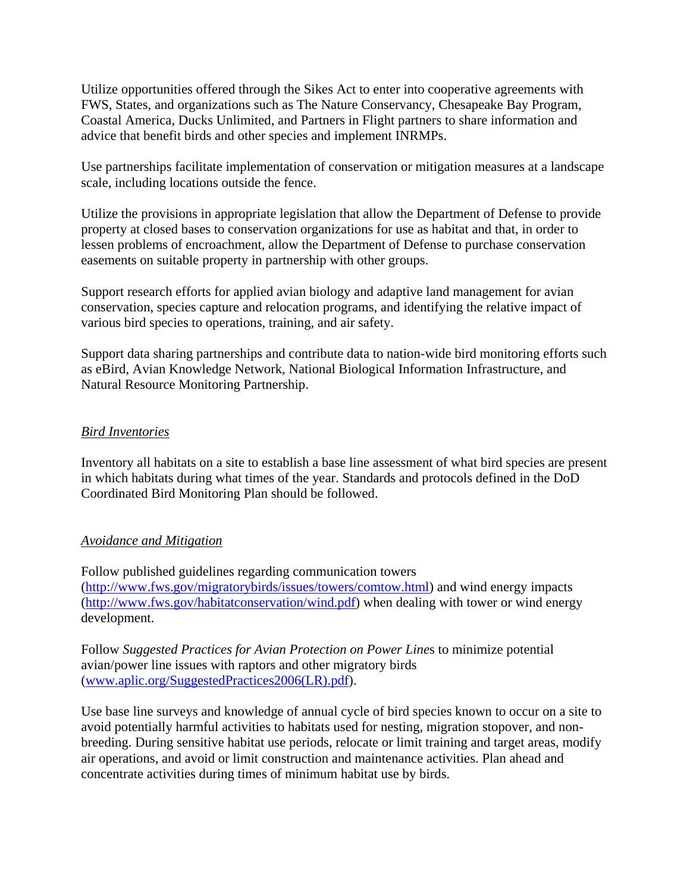Utilize opportunities offered through the Sikes Act to enter into cooperative agreements with FWS, States, and organizations such as The Nature Conservancy, Chesapeake Bay Program, Coastal America, Ducks Unlimited, and Partners in Flight partners to share information and advice that benefit birds and other species and implement INRMPs.

Use partnerships facilitate implementation of conservation or mitigation measures at a landscape scale, including locations outside the fence.

Utilize the provisions in appropriate legislation that allow the Department of Defense to provide property at closed bases to conservation organizations for use as habitat and that, in order to lessen problems of encroachment, allow the Department of Defense to purchase conservation easements on suitable property in partnership with other groups.

Support research efforts for applied avian biology and adaptive land management for avian conservation, species capture and relocation programs, and identifying the relative impact of various bird species to operations, training, and air safety.

Support data sharing partnerships and contribute data to nation-wide bird monitoring efforts such as eBird, Avian Knowledge Network, National Biological Information Infrastructure, and Natural Resource Monitoring Partnership.

*Bird Inventories*

Inventory all habitats on a site to establish a base line assessment of what bird species are present in which habitats during what times of the year. Standards and protocols defined in the DoD Coordinated Bird Monitoring Plan should be followed.

*Avoidance and Mitigation*

Follow published guidelines regarding communication towers (http://www.fws.gov/migratorybirds/issues/towers/comtow.html) and wind energy impacts (http://www.fws.gov/habitatconservation/wind.pdf) when dealing with tower or wind energy development.

Follow *Suggested Practices for Avian Protection on Power Lines* to minimize potential avian/power line issues with raptors and other migratory birds (www.aplic.org/SuggestedPractices2006(LR).pdf).

Use base line surveys and knowledge of annual cycle of bird species known to occur on a site to avoid potentially harmful activities to habitats used for nesting, migration stopover, and non-breeding. During sensitive habitat use periods, relocate or limit training and target areas, modify air operations, and avoid or limit construction and maintenance activities. Plan ahead and concentrate activities during times of minimum habitat use by birds.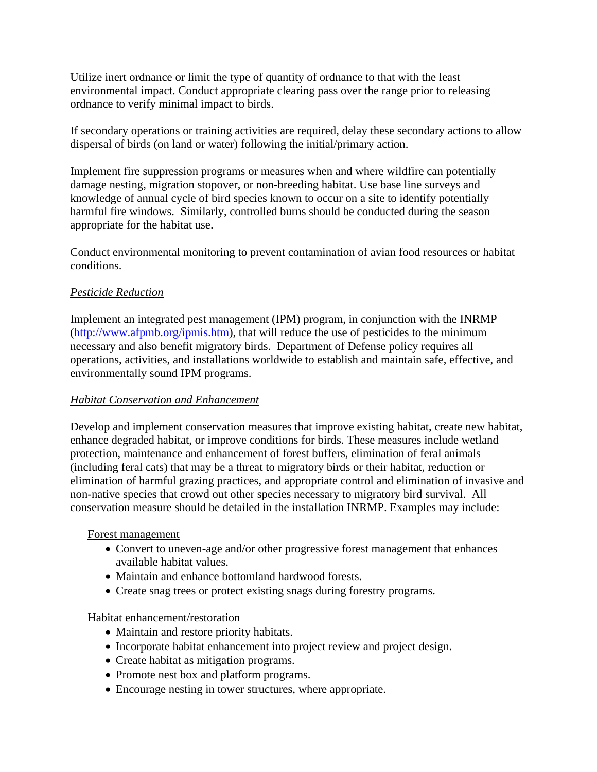Utilize inert ordnance or limit the type of quantity of ordnance to that with the least environmental impact. Conduct appropriate clearing pass over the range prior to releasing ordnance to verify minimal impact to birds.

If secondary operations or training activities are required, delay these secondary actions to allow dispersal of birds (on land or water) following the initial/primary action.

Implement fire suppression programs or measures when and where wildfire can potentially damage nesting, migration stopover, or non-breeding habitat. Use base line surveys and knowledge of annual cycle of bird species known to occur on a site to identify potentially harmful fire windows. Similarly, controlled burns should be conducted during the season appropriate for the habitat use.

Conduct environmental monitoring to prevent contamination of avian food resources or habitat conditions.

*Pesticide Reduction*

Implement an integrated pest management (IPM) program, in conjunction with the INRMP (http://www.afpmb.org/ipmis.htm), that will reduce the use of pesticides to the minimum necessary and also benefit migratory birds. Department of Defense policy requires all operations, activities, and installations worldwide to establish and maintain safe, effective, and environmentally sound IPM programs.

*Habitat Conservation and Enhancement*

Develop and implement conservation measures that improve existing habitat, create new habitat, enhance degraded habitat, or improve conditions for birds. These measures include wetland protection, maintenance and enhancement of forest buffers, elimination of feral animals (including feral cats) that may be a threat to migratory birds or their habitat, reduction or elimination of harmful grazing practices, and appropriate control and elimination of invasive and non-native species that crowd out other species necessary to migratory bird survival. All conservation measure should be detailed in the installation INRMP. Examples may include:

Forest management

- Convert to uneven-age and/or other progressive forest management that enhances available habitat values.
- Maintain and enhance bottomland hardwood forests.
- Create snag trees or protect existing snags during forestry programs.

Habitat enhancement/restoration

- Maintain and restore priority habitats.
- Incorporate habitat enhancement into project review and project design.
- Create habitat as mitigation programs.
- Promote nest box and platform programs.
- Encourage nesting in tower structures, where appropriate.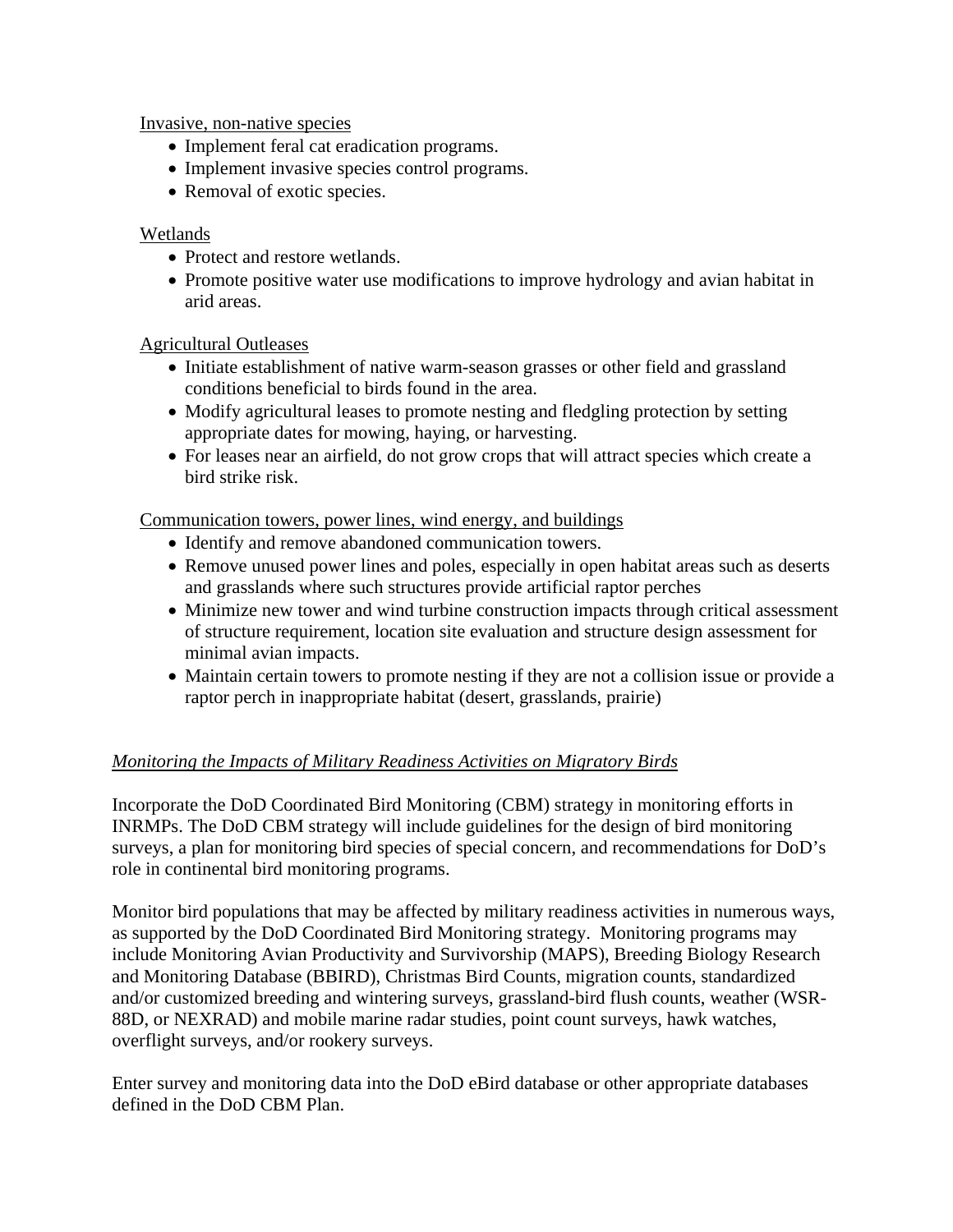Invasive, non-native species

- Implement feral cat eradication programs.
- Implement invasive species control programs.
- Removal of exotic species.

Wetlands

- Protect and restore wetlands.
- Promote positive water use modifications to improve hydrology and avian habitat in arid areas.

Agricultural Outleases

- Initiate establishment of native warm-season grasses or other field and grassland conditions beneficial to birds found in the area.
- Modify agricultural leases to promote nesting and fledgling protection by setting appropriate dates for mowing, haying, or harvesting.
- For leases near an airfield, do not grow crops that will attract species which create a bird strike risk.

Communication towers, power lines, wind energy, and buildings

- Identify and remove abandoned communication towers.
- Remove unused power lines and poles, especially in open habitat areas such as deserts and grasslands where such structures provide artificial raptor perches
- Minimize new tower and wind turbine construction impacts through critical assessment of structure requirement, location site evaluation and structure design assessment for minimal avian impacts.
- Maintain certain towers to promote nesting if they are not a collision issue or provide a raptor perch in inappropriate habitat (desert, grasslands, prairie)

*Monitoring the Impacts of Military Readiness Activities on Migratory Birds*

Incorporate the DoD Coordinated Bird Monitoring (CBM) strategy in monitoring efforts in INRMPs. The DoD CBM strategy will include guidelines for the design of bird monitoring surveys, a plan for monitoring bird species of special concern, and recommendations for DoD's role in continental bird monitoring programs.

Monitor bird populations that may be affected by military readiness activities in numerous ways, as supported by the DoD Coordinated Bird Monitoring strategy. Monitoring programs may include Monitoring Avian Productivity and Survivorship (MAPS), Breeding Biology Research and Monitoring Database (BBIRD), Christmas Bird Counts, migration counts, standardized and/or customized breeding and wintering surveys, grassland-bird flush counts, weather (WSR-88D, or NEXRAD) and mobile marine radar studies, point count surveys, hawk watches, overflight surveys, and/or rookery surveys.

Enter survey and monitoring data into the DoD eBird database or other appropriate databases defined in the DoD CBM Plan.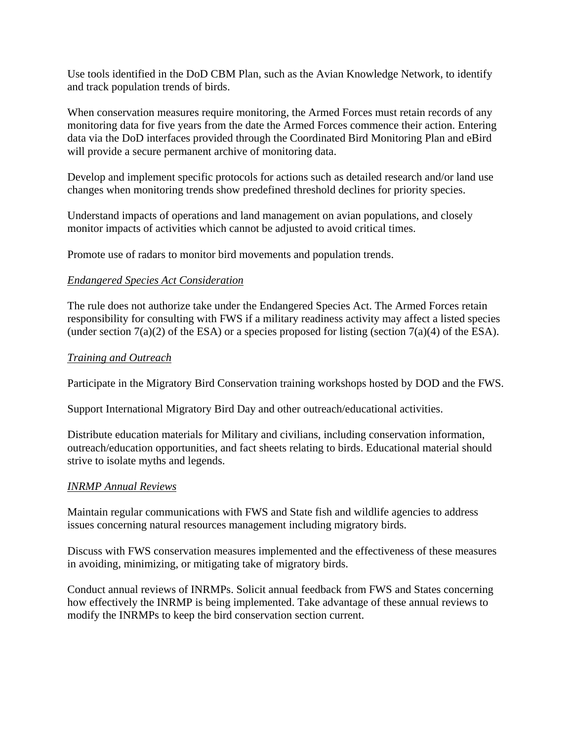Use tools identified in the DoD CBM Plan, such as the Avian Knowledge Network, to identify and track population trends of birds.

When conservation measures require monitoring, the Armed Forces must retain records of any monitoring data for five years from the date the Armed Forces commence their action. Entering data via the DoD interfaces provided through the Coordinated Bird Monitoring Plan and eBird will provide a secure permanent archive of monitoring data.

Develop and implement specific protocols for actions such as detailed research and/or land use changes when monitoring trends show predefined threshold declines for priority species.

Understand impacts of operations and land management on avian populations, and closely monitor impacts of activities which cannot be adjusted to avoid critical times.

Promote use of radars to monitor bird movements and population trends.

*Endangered Species Act Consideration*

The rule does not authorize take under the Endangered Species Act. The Armed Forces retain responsibility for consulting with FWS if a military readiness activity may affect a listed species (under section 7(a)(2) of the ESA) or a species proposed for listing (section 7(a)(4) of the ESA).

*Training and Outreach*

Participate in the Migratory Bird Conservation training workshops hosted by DOD and the FWS.

Support International Migratory Bird Day and other outreach/educational activities.

Distribute education materials for Military and civilians, including conservation information, outreach/education opportunities, and fact sheets relating to birds. Educational material should strive to isolate myths and legends.

*INRMP Annual Reviews*

Maintain regular communications with FWS and State fish and wildlife agencies to address issues concerning natural resources management including migratory birds.

Discuss with FWS conservation measures implemented and the effectiveness of these measures in avoiding, minimizing, or mitigating take of migratory birds.

Conduct annual reviews of INRMPs. Solicit annual feedback from FWS and States concerning how effectively the INRMP is being implemented. Take advantage of these annual reviews to modify the INRMPs to keep the bird conservation section current.